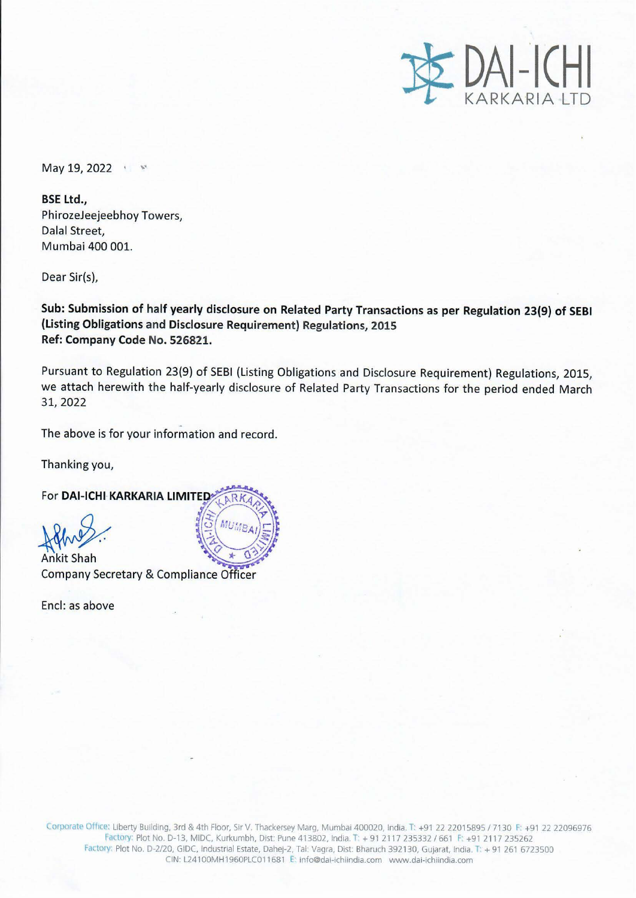DAI-ICHI
KARKARIA LTD

May 19, 2022

**BSE Ltd.,**
PhirozeJeejeebhoy Towers,
Dalal Street,
Mumbai 400 001.

Dear Sir(s),

**Sub: Submission of half yearly disclosure on Related Party Transactions as per Regulation 23(9) of SEBI (Listing Obligations and Disclosure Requirement) Regulations, 2015**
**Ref: Company Code No. 526821.**

Pursuant to Regulation 23(9) of SEBI (Listing Obligations and Disclosure Requirement) Regulations, 2015, we attach herewith the half-yearly disclosure of Related Party Transactions for the period ended March 31, 2022

The above is for your information and record.

Thanking you,

For **DAI-ICHI KARKARIA LIMITED**

Ankit Shah
Company Secretary & Compliance Officer

Encl: as above

Corporate Office: Liberty Building, 3rd & 4th Floor, Sir V. Thackersey Marg, Mumbai 400020, India. T: +91 22 22015895 / 7130 F: +91 22 22096976
Factory: Plot No. D-13, MIDC, Kurkumbh, Dist: Pune 413802, India. T: + 91 2117 235332 / 661 F: +91 2117 235262
Factory: Plot No. D-2/20, GIDC, Industrial Estate, Dahej-2, Tal: Vagra, Dist: Bharuch 392130, Gujarat, India. T: + 91 261 6723500
CIN: L24100MH1960PLC011681 E: info@dai-ichiindia.com www.dai-ichiindia.com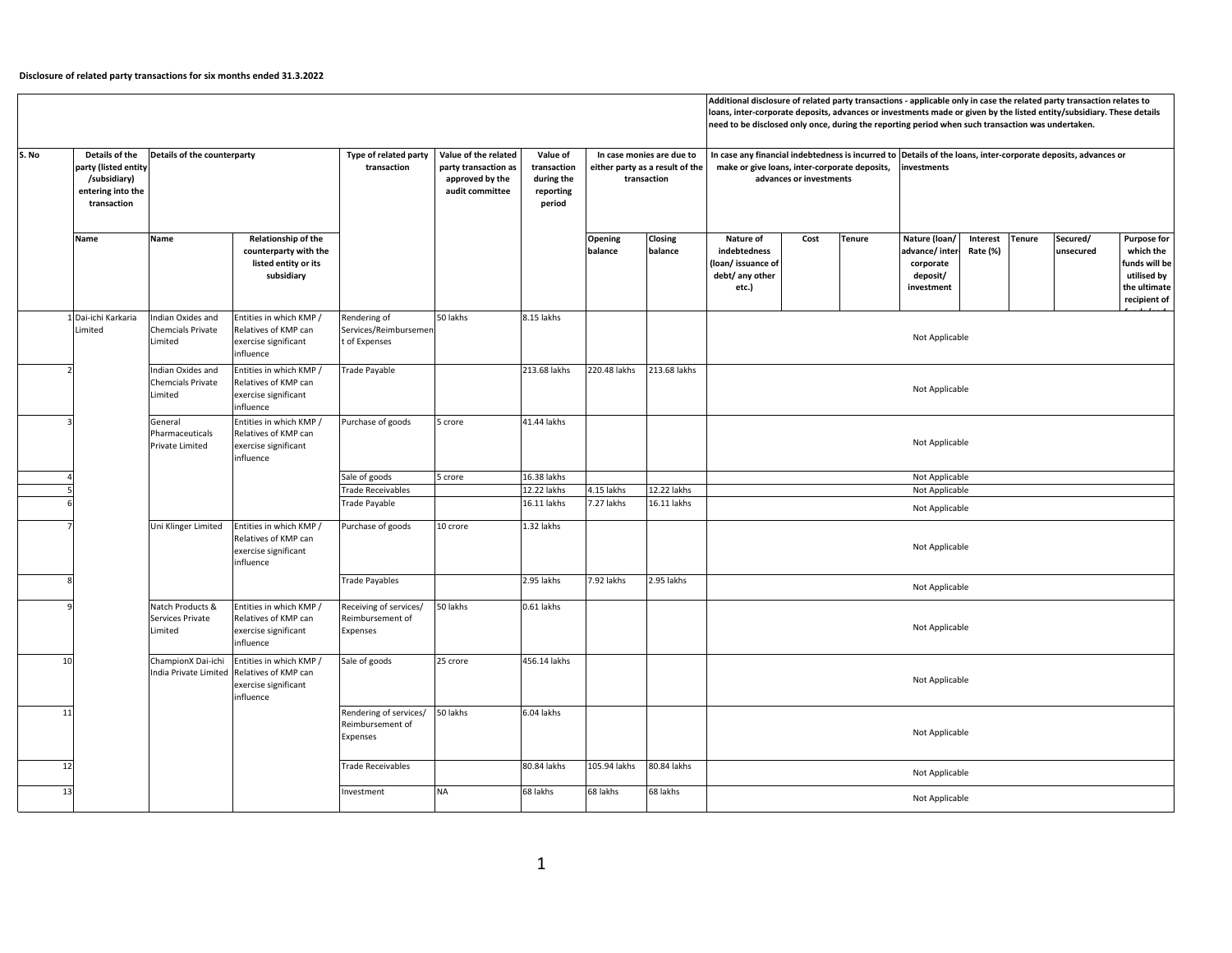**Disclosure of related party transactions for six months ended 31.3.2022**

| | | | | | | | | | Additional disclosure of related party transactions - applicable only in case the related party transaction relates to loans, inter-corporate deposits, advances or investments made or given by the listed entity/subsidiary. These details need to be disclosed only once, during the reporting period when such transaction was undertaken. | | | | | | | |
|---|---|---|---|---|---|---|---|---|---|---|---|---|---|---|---|---|
| S. No | Details of the party (listed entity /subsidiary) entering into the transaction | Details of the counterparty | | Type of related party transaction | Value of the related party transaction as approved by the audit committee | Value of transaction during the reporting period | In case monies are due to either party as a result of the transaction | | In case any financial indebtedness is incurred to make or give loans, inter-corporate deposits, advances or investments | | | Details of the loans, inter-corporate deposits, advances or investments | | | | |
| | Name | Name | Relationship of the counterparty with the listed entity or its subsidiary | | | | Opening balance | Closing balance | Nature of indebtedness (loan/ issuance of debt/ any other etc.) | Cost | Tenure | Nature (loan/ advance/ inter-corporate deposit/ investment | Interest Rate (%) | Tenure | Secured/ unsecured | Purpose for which the funds will be utilised by the ultimate recipient of |
| 1 | Dai-ichi Karkaria Limited | Indian Oxides and Chemcials Private Limited | Entities in which KMP / Relatives of KMP can exercise significant influence | Rendering of Services/Reimbursement of Expenses | 50 lakhs | 8.15 lakhs | | | Not Applicable | | | | | | | |
| 2 | | Indian Oxides and Chemcials Private Limited | Entities in which KMP / Relatives of KMP can exercise significant influence | Trade Payable | | 213.68 lakhs | 220.48 lakhs | 213.68 lakhs | Not Applicable | | | | | | | |
| 3 | | General Pharmaceuticals Private Limited | Entities in which KMP / Relatives of KMP can exercise significant influence | Purchase of goods | 5 crore | 41.44 lakhs | | | Not Applicable | | | | | | | |
| 4 | | | | Sale of goods | 5 crore | 16.38 lakhs | | | Not Applicable | | | | | | | |
| 5 | | | | Trade Receivables | | 12.22 lakhs | 4.15 lakhs | 12.22 lakhs | Not Applicable | | | | | | | |
| 6 | | | | Trade Payable | | 16.11 lakhs | 7.27 lakhs | 16.11 lakhs | Not Applicable | | | | | | | |
| 7 | | Uni Klinger Limited | Entities in which KMP / Relatives of KMP can exercise significant influence | Purchase of goods | 10 crore | 1.32 lakhs | | | Not Applicable | | | | | | | |
| 8 | | | | Trade Payables | | 2.95 lakhs | 7.92 lakhs | 2.95 lakhs | Not Applicable | | | | | | | |
| 9 | | Natch Products & Services Private Limited | Entities in which KMP / Relatives of KMP can exercise significant influence | Receiving of services/ Reimbursement of Expenses | 50 lakhs | 0.61 lakhs | | | Not Applicable | | | | | | | |
| 10 | | ChampionX Dai-ichi India Private Limited | Entities in which KMP / Relatives of KMP can exercise significant influence | Sale of goods | 25 crore | 456.14 lakhs | | | Not Applicable | | | | | | | |
| 11 | | | | Rendering of services/ Reimbursement of Expenses | 50 lakhs | 6.04 lakhs | | | Not Applicable | | | | | | | |
| 12 | | | | Trade Receivables | | 80.84 lakhs | 105.94 lakhs | 80.84 lakhs | Not Applicable | | | | | | | |
| 13 | | | | Investment | NA | 68 lakhs | 68 lakhs | 68 lakhs | Not Applicable | | | | | | | |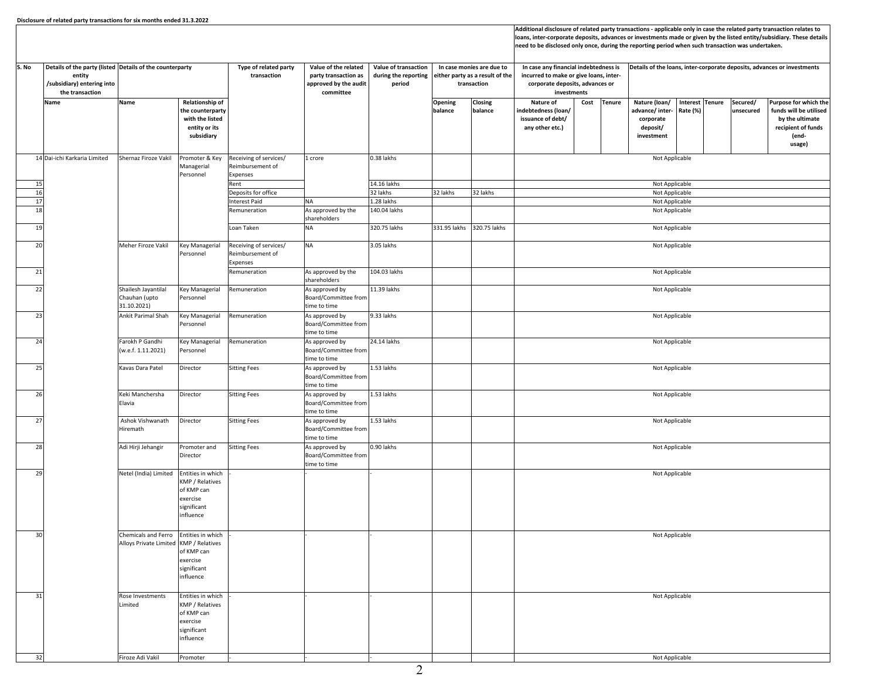**Disclosure of related party transactions for six months ended 31.3.2022**

| S. No | Details of the party (listed entity /subsidiary) entering into the transaction | Details of the counterparty | | Type of related party transaction | Value of the related party transaction as approved by the audit committee | Value of transaction during the reporting period | In case monies are due to either party as a result of the transaction | | Additional disclosure of related party transactions - applicable only in case the related party transaction relates to loans, inter-corporate deposits, advances or investments made or given by the listed entity/subsidiary. These details need to be disclosed only once, during the reporting period when such transaction was undertaken. In case any financial indebtedness is incurred to make or give loans, inter-corporate deposits, advances or investments | | | Details of the loans, inter-corporate deposits, advances or investments | | | | |
|---|---|---|---|---|---|---|---|---|---|---|---|---|---|---|---|---|
| | Name | Name | Relationship of the counterparty with the listed entity or its subsidiary | | | | Opening balance | Closing balance | Nature of indebtedness (loan/ issuance of debt/ any other etc.) | Cost | Tenure | Nature (loan/ advance/ inter-corporate deposit/ investment | Interest Rate (%) | Tenure | Secured/ unsecured | Purpose for which the funds will be utilised by the ultimate recipient of funds (end-usage) |
| 14 | Dai-ichi Karkaria Limited | Shernaz Firoze Vakil | Promoter & Key Managerial Personnel | Receiving of services/ Reimbursement of Expenses | 1 crore | 0.38 lakhs | | | Not Applicable | | | | | | | |
| 15 | | | | Rent | | 14.16 lakhs | | | Not Applicable | | | | | | | |
| 16 | | | | Deposits for office | | 32 lakhs | 32 lakhs | 32 lakhs | Not Applicable | | | | | | | |
| 17 | | | | Interest Paid | NA | 1.28 lakhs | | | Not Applicable | | | | | | | |
| 18 | | | | Remuneration | As approved by the shareholders | 140.04 lakhs | | | Not Applicable | | | | | | | |
| 19 | | | | Loan Taken | NA | 320.75 lakhs | 331.95 lakhs | 320.75 lakhs | Not Applicable | | | | | | | |
| 20 | | Meher Firoze Vakil | Key Managerial Personnel | Receiving of services/ Reimbursement of Expenses | NA | 3.05 lakhs | | | Not Applicable | | | | | | | |
| 21 | | | | Remuneration | As approved by the shareholders | 104.03 lakhs | | | Not Applicable | | | | | | | |
| 22 | | Shailesh Jayantilal Chauhan (upto 31.10.2021) | Key Managerial Personnel | Remuneration | As approved by Board/Committee from time to time | 11.39 lakhs | | | Not Applicable | | | | | | | |
| 23 | | Ankit Parimal Shah | Key Managerial Personnel | Remuneration | As approved by Board/Committee from time to time | 9.33 lakhs | | | Not Applicable | | | | | | | |
| 24 | | Farokh P Gandhi (w.e.f. 1.11.2021) | Key Managerial Personnel | Remuneration | As approved by Board/Committee from time to time | 24.14 lakhs | | | Not Applicable | | | | | | | |
| 25 | | Kavas Dara Patel | Director | Sitting Fees | As approved by Board/Committee from time to time | 1.53 lakhs | | | Not Applicable | | | | | | | |
| 26 | | Keki Manchersha Elavia | Director | Sitting Fees | As approved by Board/Committee from time to time | 1.53 lakhs | | | Not Applicable | | | | | | | |
| 27 | | Ashok Vishwanath Hiremath | Director | Sitting Fees | As approved by Board/Committee from time to time | 1.53 lakhs | | | Not Applicable | | | | | | | |
| 28 | | Adi Hirji Jehangir | Promoter and Director | Sitting Fees | As approved by Board/Committee from time to time | 0.90 lakhs | | | Not Applicable | | | | | | | |
| 29 | | Netel (India) Limited | Entities in which KMP / Relatives of KMP can exercise significant influence | - | - | - | | | Not Applicable | | | | | | | |
| 30 | | Chemicals and Ferro Alloys Private Limited | Entities in which KMP / Relatives of KMP can exercise significant influence | - | - | - | | | Not Applicable | | | | | | | |
| 31 | | Rose Investments Limited | Entities in which KMP / Relatives of KMP can exercise significant influence | - | - | - | | | Not Applicable | | | | | | | |
| 32 | | Firoze Adi Vakil | Promoter | - | - | - | | | Not Applicable | | | | | | | |